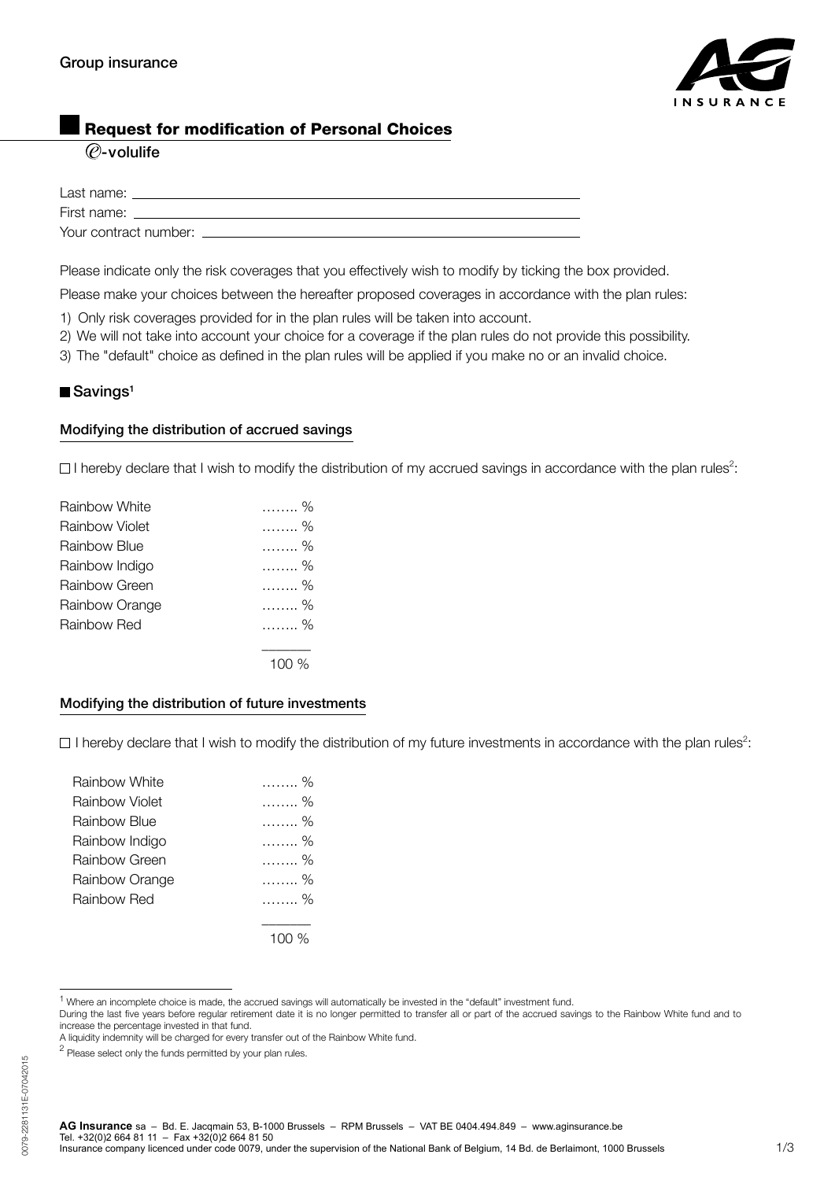Group insurance

# Request for modification of Personal Choices

*e*-volulife

Last name: \_\_\_\_\_\_\_\_\_\_\_\_\_\_\_\_\_\_\_\_\_\_\_\_\_\_\_\_\_\_\_\_\_\_\_\_\_\_\_\_\_\_\_\_\_\_\_\_\_\_
First name: \_\_\_\_\_\_\_\_\_\_\_\_\_\_\_\_\_\_\_\_\_\_\_\_\_\_\_\_\_\_\_\_\_\_\_\_\_\_\_\_\_\_\_\_\_\_\_\_\_\_
Your contract number: \_\_\_\_\_\_\_\_\_\_\_\_\_\_\_\_\_\_\_\_\_\_\_\_\_\_\_\_\_\_\_\_\_\_\_\_\_\_\_\_\_\_

Please indicate only the risk coverages that you effectively wish to modify by ticking the box provided.

Please make your choices between the hereafter proposed coverages in accordance with the plan rules:

1) Only risk coverages provided for in the plan rules will be taken into account.
2) We will not take into account your choice for a coverage if the plan rules do not provide this possibility.
3) The "default" choice as defined in the plan rules will be applied if you make no or an invalid choice.

## Savings[1]

### Modifying the distribution of accrued savings

☐ I hereby declare that I wish to modify the distribution of my accrued savings in accordance with the plan rules[2]:

| Fund | % |
|---|---|
| Rainbow White | …….. % |
| Rainbow Violet | …….. % |
| Rainbow Blue | …….. % |
| Rainbow Indigo | …….. % |
| Rainbow Green | …….. % |
| Rainbow Orange | …….. % |
| Rainbow Red | …….. % |
| | 100 % |

### Modifying the distribution of future investments

☐ I hereby declare that I wish to modify the distribution of my future investments in accordance with the plan rules[2]:

| Fund | % |
|---|---|
| Rainbow White | …….. % |
| Rainbow Violet | …….. % |
| Rainbow Blue | …….. % |
| Rainbow Indigo | …….. % |
| Rainbow Green | …….. % |
| Rainbow Orange | …….. % |
| Rainbow Red | …….. % |
| | 100 % |

[1] Where an incomplete choice is made, the accrued savings will automatically be invested in the "default" investment fund.
During the last five years before regular retirement date it is no longer permitted to transfer all or part of the accrued savings to the Rainbow White fund and to increase the percentage invested in that fund.
A liquidity indemnity will be charged for every transfer out of the Rainbow White fund.

[2] Please select only the funds permitted by your plan rules.

0079-2281131E-07042015

**AG Insurance** sa – Bd. E. Jacqmain 53, B-1000 Brussels – RPM Brussels – VAT BE 0404.494.849 – www.aginsurance.be
Tel. +32(0)2 664 81 11 – Fax +32(0)2 664 81 50
Insurance company licenced under code 0079, under the supervision of the National Bank of Belgium, 14 Bd. de Berlaimont, 1000 Brussels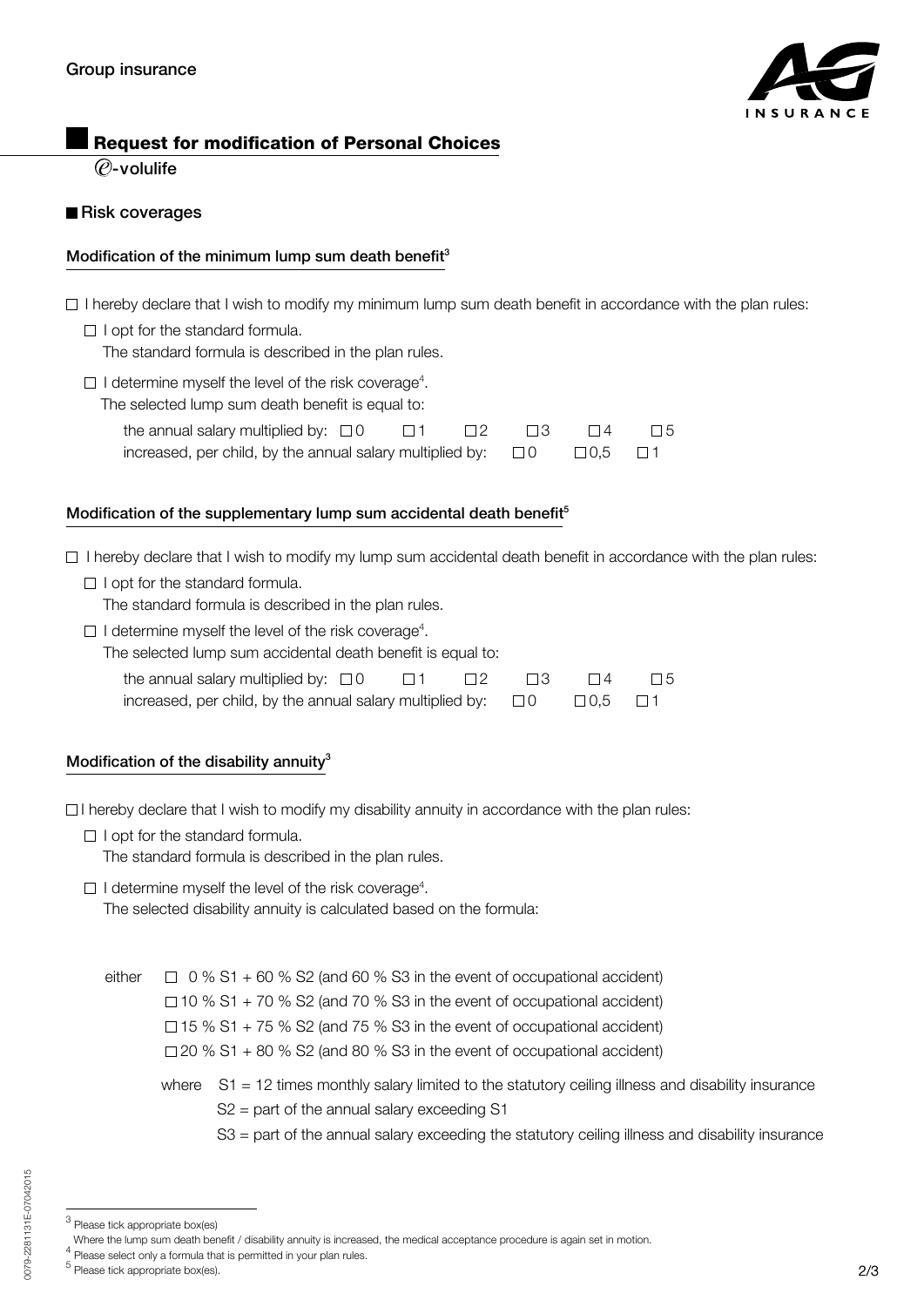Group insurance

## Request for modification of Personal Choices

*e*-volulife

### Risk coverages

#### Modification of the minimum lump sum death benefit[3]

☐ I hereby declare that I wish to modify my minimum lump sum death benefit in accordance with the plan rules:

- ☐ I opt for the standard formula.
  The standard formula is described in the plan rules.
- ☐ I determine myself the level of the risk coverage[4].
  The selected lump sum death benefit is equal to:
  the annual salary multiplied by: ☐ 0 ☐ 1 ☐ 2 ☐ 3 ☐ 4 ☐ 5
  increased, per child, by the annual salary multiplied by: ☐ 0 ☐ 0,5 ☐ 1

#### Modification of the supplementary lump sum accidental death benefit[5]

☐ I hereby declare that I wish to modify my lump sum accidental death benefit in accordance with the plan rules:

- ☐ I opt for the standard formula.
  The standard formula is described in the plan rules.
- ☐ I determine myself the level of the risk coverage[4].
  The selected lump sum accidental death benefit is equal to:
  the annual salary multiplied by: ☐ 0 ☐ 1 ☐ 2 ☐ 3 ☐ 4 ☐ 5
  increased, per child, by the annual salary multiplied by: ☐ 0 ☐ 0,5 ☐ 1

#### Modification of the disability annuity[3]

☐ I hereby declare that I wish to modify my disability annuity in accordance with the plan rules:

- ☐ I opt for the standard formula.
  The standard formula is described in the plan rules.
- ☐ I determine myself the level of the risk coverage[4].
  The selected disability annuity is calculated based on the formula:

either
- ☐ 0 % S1 + 60 % S2 (and 60 % S3 in the event of occupational accident)
- ☐ 10 % S1 + 70 % S2 (and 70 % S3 in the event of occupational accident)
- ☐ 15 % S1 + 75 % S2 (and 75 % S3 in the event of occupational accident)
- ☐ 20 % S1 + 80 % S2 (and 80 % S3 in the event of occupational accident)

where S1 = 12 times monthly salary limited to the statutory ceiling illness and disability insurance
S2 = part of the annual salary exceeding S1
S3 = part of the annual salary exceeding the statutory ceiling illness and disability insurance

---

[3] Please tick appropriate box(es)
Where the lump sum death benefit / disability annuity is increased, the medical acceptance procedure is again set in motion.
[4] Please select only a formula that is permitted in your plan rules.
[5] Please tick appropriate box(es).

0079-2281131E-07042015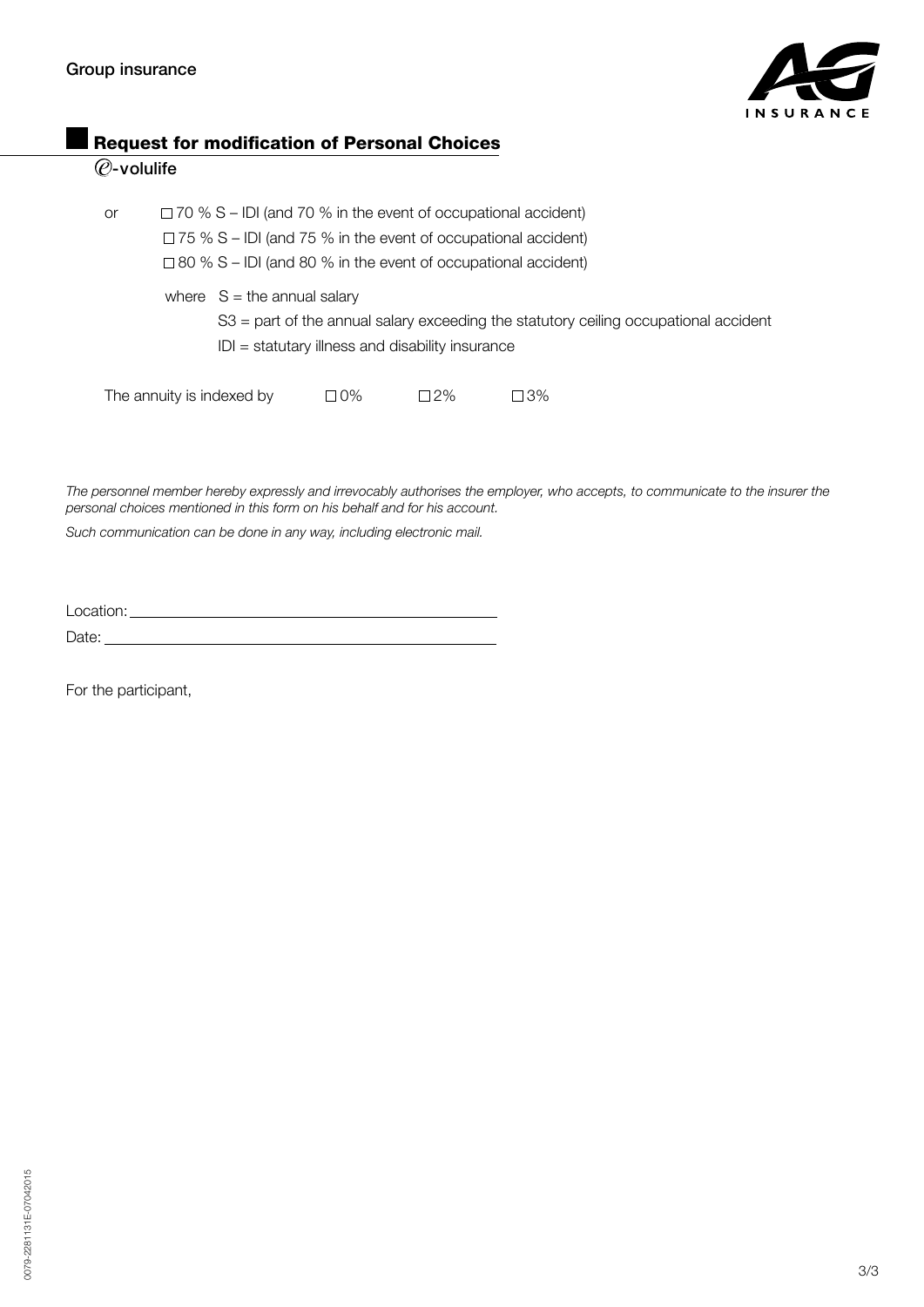Group insurance

## Request for modification of Personal Choices

*e*-volulife

or ☐ 70 % S – IDI (and 70 % in the event of occupational accident)

☐ 75 % S – IDI (and 75 % in the event of occupational accident)

☐ 80 % S – IDI (and 80 % in the event of occupational accident)

where S = the annual salary

S3 = part of the annual salary exceeding the statutory ceiling occupational accident

IDI = statutary illness and disability insurance

The annuity is indexed by ☐ 0% ☐ 2% ☐ 3%

*The personnel member hereby expressly and irrevocably authorises the employer, who accepts, to communicate to the insurer the personal choices mentioned in this form on his behalf and for his account.*

*Such communication can be done in any way, including electronic mail.*

Location: ______________________________

Date: ______________________________

For the participant,

0079-2281131E-07042015